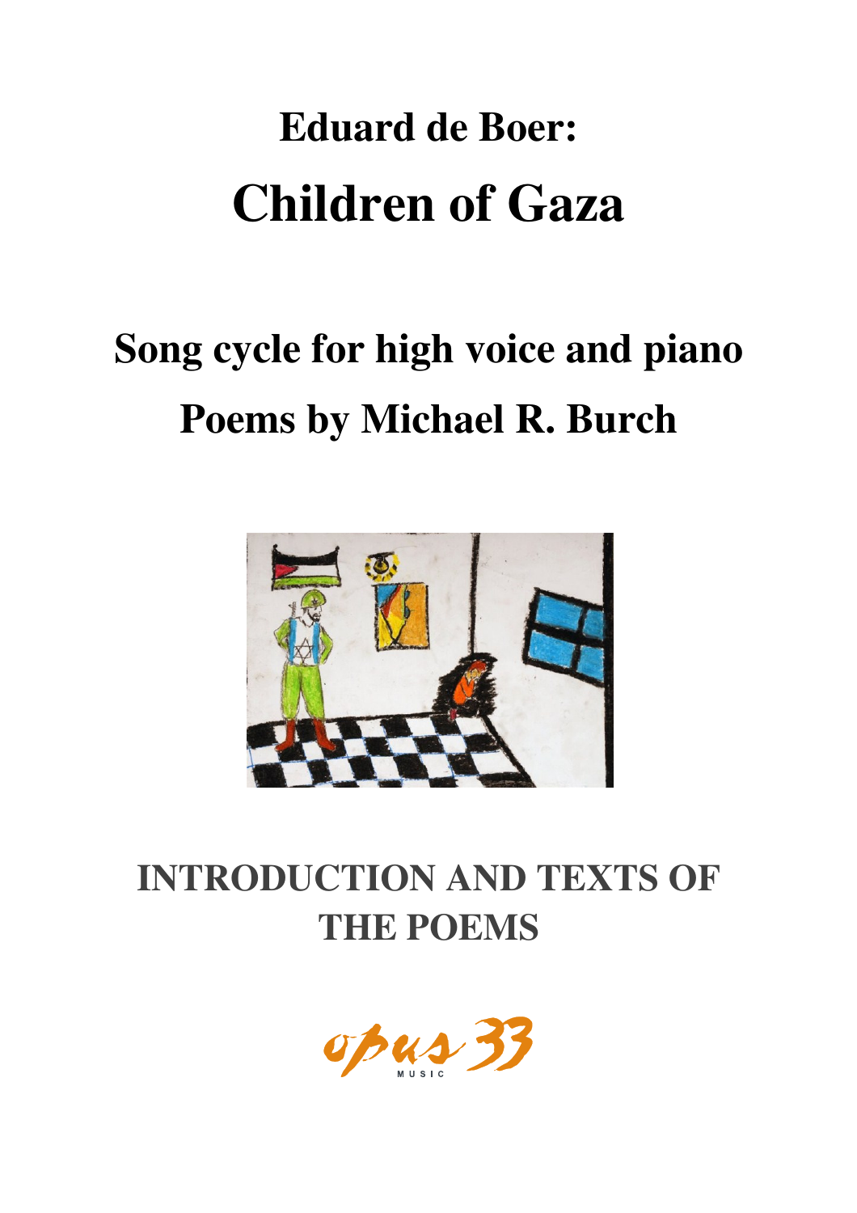# Eduard de Boer:

# Children of Gaza

## Song cycle for high voice and piano

## Poems by Michael R. Burch

## INTRODUCTION AND TEXTS OF THE POEMS

opus 33

MUSIC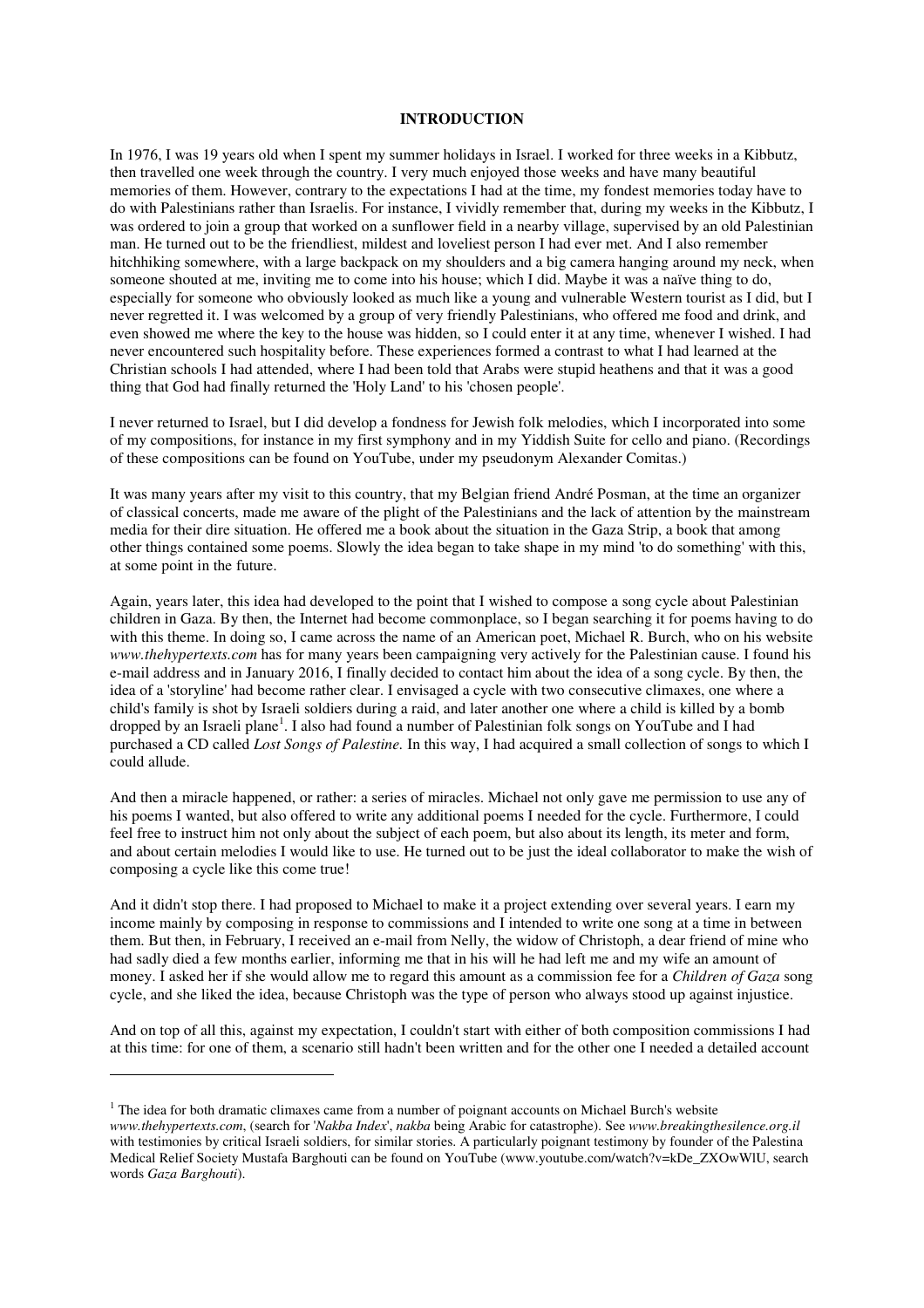## INTRODUCTION

In 1976, I was 19 years old when I spent my summer holidays in Israel. I worked for three weeks in a Kibbutz, then travelled one week through the country. I very much enjoyed those weeks and have many beautiful memories of them. However, contrary to the expectations I had at the time, my fondest memories today have to do with Palestinians rather than Israelis. For instance, I vividly remember that, during my weeks in the Kibbutz, I was ordered to join a group that worked on a sunflower field in a nearby village, supervised by an old Palestinian man. He turned out to be the friendliest, mildest and loveliest person I had ever met. And I also remember hitchhiking somewhere, with a large backpack on my shoulders and a big camera hanging around my neck, when someone shouted at me, inviting me to come into his house; which I did. Maybe it was a naïve thing to do, especially for someone who obviously looked as much like a young and vulnerable Western tourist as I did, but I never regretted it. I was welcomed by a group of very friendly Palestinians, who offered me food and drink, and even showed me where the key to the house was hidden, so I could enter it at any time, whenever I wished. I had never encountered such hospitality before. These experiences formed a contrast to what I had learned at the Christian schools I had attended, where I had been told that Arabs were stupid heathens and that it was a good thing that God had finally returned the 'Holy Land' to his 'chosen people'.

I never returned to Israel, but I did develop a fondness for Jewish folk melodies, which I incorporated into some of my compositions, for instance in my first symphony and in my Yiddish Suite for cello and piano. (Recordings of these compositions can be found on YouTube, under my pseudonym Alexander Comitas.)

It was many years after my visit to this country, that my Belgian friend André Posman, at the time an organizer of classical concerts, made me aware of the plight of the Palestinians and the lack of attention by the mainstream media for their dire situation. He offered me a book about the situation in the Gaza Strip, a book that among other things contained some poems. Slowly the idea began to take shape in my mind 'to do something' with this, at some point in the future.

Again, years later, this idea had developed to the point that I wished to compose a song cycle about Palestinian children in Gaza. By then, the Internet had become commonplace, so I began searching it for poems having to do with this theme. In doing so, I came across the name of an American poet, Michael R. Burch, who on his website *www.thehypertexts.com* has for many years been campaigning very actively for the Palestinian cause. I found his e-mail address and in January 2016, I finally decided to contact him about the idea of a song cycle. By then, the idea of a 'storyline' had become rather clear. I envisaged a cycle with two consecutive climaxes, one where a child's family is shot by Israeli soldiers during a raid, and later another one where a child is killed by a bomb dropped by an Israeli plane[1]. I also had found a number of Palestinian folk songs on YouTube and I had purchased a CD called *Lost Songs of Palestine.* In this way, I had acquired a small collection of songs to which I could allude.

And then a miracle happened, or rather: a series of miracles. Michael not only gave me permission to use any of his poems I wanted, but also offered to write any additional poems I needed for the cycle. Furthermore, I could feel free to instruct him not only about the subject of each poem, but also about its length, its meter and form, and about certain melodies I would like to use. He turned out to be just the ideal collaborator to make the wish of composing a cycle like this come true!

And it didn't stop there. I had proposed to Michael to make it a project extending over several years. I earn my income mainly by composing in response to commissions and I intended to write one song at a time in between them. But then, in February, I received an e-mail from Nelly, the widow of Christoph, a dear friend of mine who had sadly died a few months earlier, informing me that in his will he had left me and my wife an amount of money. I asked her if she would allow me to regard this amount as a commission fee for a *Children of Gaza* song cycle, and she liked the idea, because Christoph was the type of person who always stood up against injustice.

And on top of all this, against my expectation, I couldn't start with either of both composition commissions I had at this time: for one of them, a scenario still hadn't been written and for the other one I needed a detailed account

---

[1] The idea for both dramatic climaxes came from a number of poignant accounts on Michael Burch's website *www.thehypertexts.com*, (search for '*Nakba Index*', *nakba* being Arabic for catastrophe). See *www.breakingthesilence.org.il* with testimonies by critical Israeli soldiers, for similar stories. A particularly poignant testimony by founder of the Palestina Medical Relief Society Mustafa Barghouti can be found on YouTube (www.youtube.com/watch?v=kDe_ZXOwWlU, search words *Gaza Barghouti*).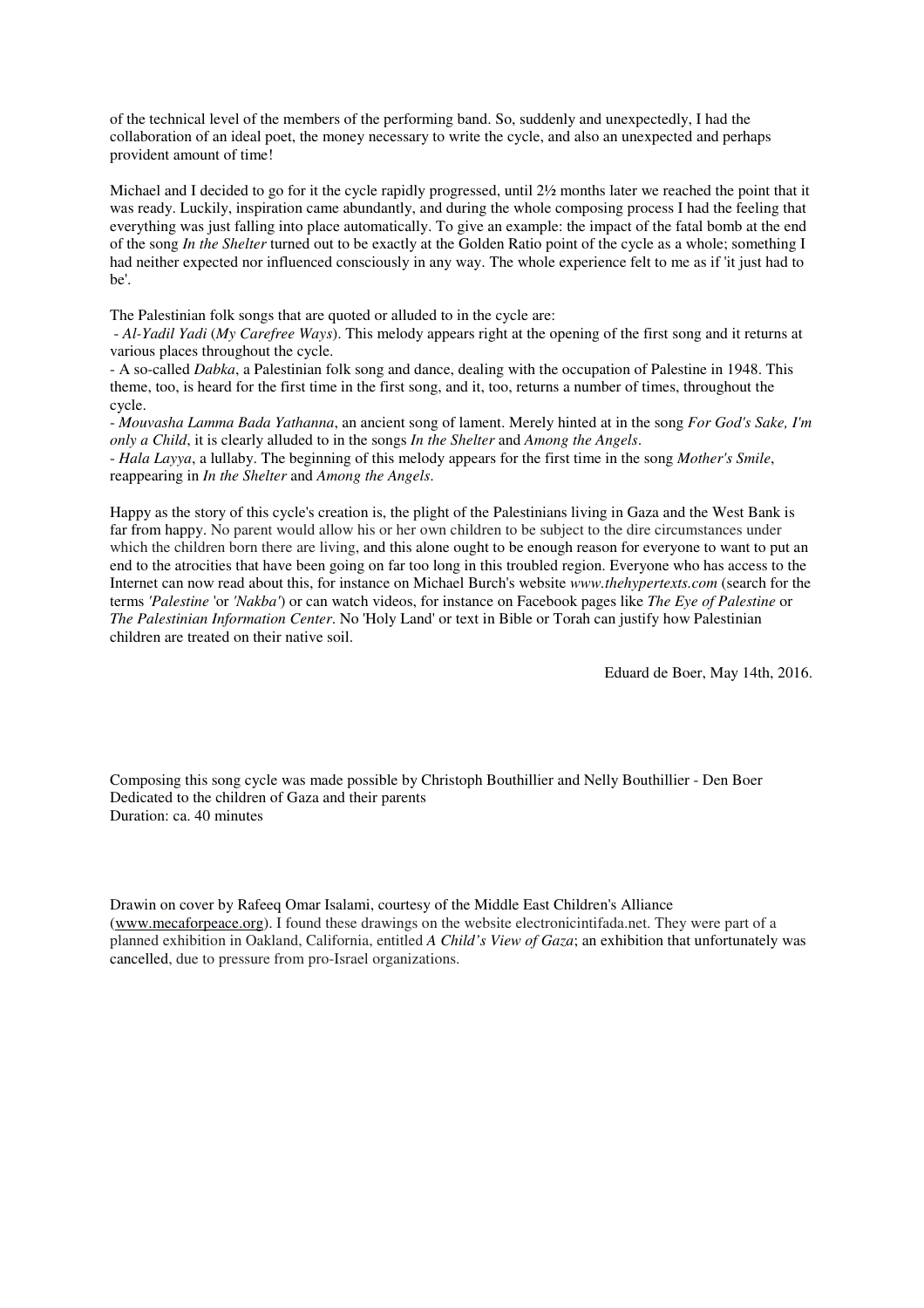of the technical level of the members of the performing band. So, suddenly and unexpectedly, I had the collaboration of an ideal poet, the money necessary to write the cycle, and also an unexpected and perhaps provident amount of time!

Michael and I decided to go for it the cycle rapidly progressed, until 2½ months later we reached the point that it was ready. Luckily, inspiration came abundantly, and during the whole composing process I had the feeling that everything was just falling into place automatically. To give an example: the impact of the fatal bomb at the end of the song *In the Shelter* turned out to be exactly at the Golden Ratio point of the cycle as a whole; something I had neither expected nor influenced consciously in any way. The whole experience felt to me as if 'it just had to be'.

The Palestinian folk songs that are quoted or alluded to in the cycle are:

- *Al-Yadil Yadi* (*My Carefree Ways*). This melody appears right at the opening of the first song and it returns at various places throughout the cycle.
- A so-called *Dabka*, a Palestinian folk song and dance, dealing with the occupation of Palestine in 1948. This theme, too, is heard for the first time in the first song, and it, too, returns a number of times, throughout the cycle.
- *Mouvasha Lamma Bada Yathanna*, an ancient song of lament. Merely hinted at in the song *For God's Sake, I'm only a Child*, it is clearly alluded to in the songs *In the Shelter* and *Among the Angels*.
- *Hala Layya*, a lullaby. The beginning of this melody appears for the first time in the song *Mother's Smile*, reappearing in *In the Shelter* and *Among the Angels*.

Happy as the story of this cycle's creation is, the plight of the Palestinians living in Gaza and the West Bank is far from happy. No parent would allow his or her own children to be subject to the dire circumstances under which the children born there are living, and this alone ought to be enough reason for everyone to want to put an end to the atrocities that have been going on far too long in this troubled region. Everyone who has access to the Internet can now read about this, for instance on Michael Burch's website *www.thehypertexts.com* (search for the terms *'Palestine* 'or *'Nakba'*) or can watch videos, for instance on Facebook pages like *The Eye of Palestine* or *The Palestinian Information Center*. No 'Holy Land' or text in Bible or Torah can justify how Palestinian children are treated on their native soil.

Eduard de Boer, May 14th, 2016.

Composing this song cycle was made possible by Christoph Bouthillier and Nelly Bouthillier - Den Boer
Dedicated to the children of Gaza and their parents
Duration: ca. 40 minutes

Drawin on cover by Rafeeq Omar Isalami, courtesy of the Middle East Children's Alliance (www.mecaforpeace.org). I found these drawings on the website electronicintifada.net. They were part of a planned exhibition in Oakland, California, entitled *A Child's View of Gaza*; an exhibition that unfortunately was cancelled, due to pressure from pro-Israel organizations.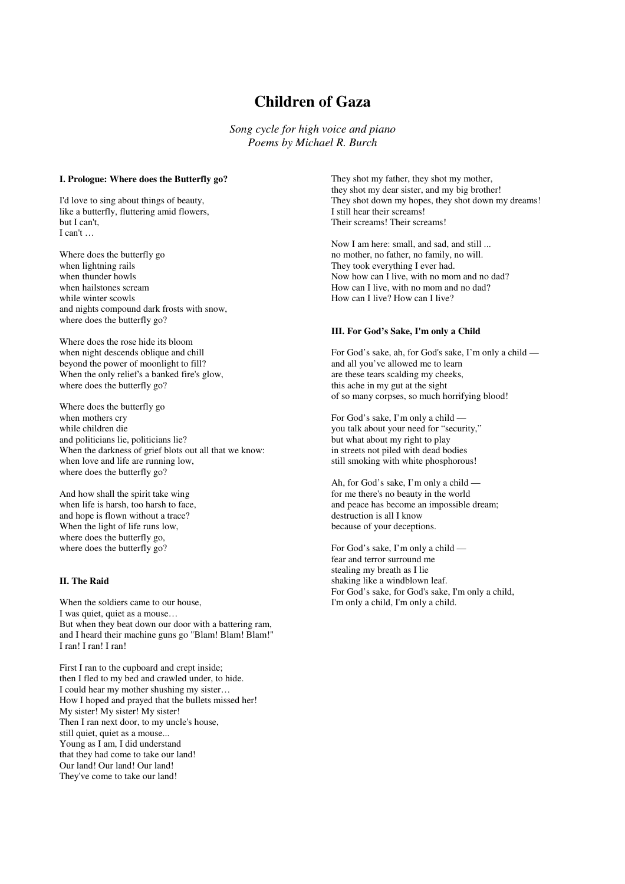# Children of Gaza

*Song cycle for high voice and piano*
*Poems by Michael R. Burch*

**I. Prologue: Where does the Butterfly go?**

I'd love to sing about things of beauty,
like a butterfly, fluttering amid flowers,
but I can't,
I can't …

Where does the butterfly go
when lightning rails
when thunder howls
when hailstones scream
while winter scowls
and nights compound dark frosts with snow,
where does the butterfly go?

Where does the rose hide its bloom
when night descends oblique and chill
beyond the power of moonlight to fill?
When the only relief's a banked fire's glow,
where does the butterfly go?

Where does the butterfly go
when mothers cry
while children die
and politicians lie, politicians lie?
When the darkness of grief blots out all that we know:
when love and life are running low,
where does the butterfly go?

And how shall the spirit take wing
when life is harsh, too harsh to face,
and hope is flown without a trace?
When the light of life runs low,
where does the butterfly go,
where does the butterfly go?

**II. The Raid**

When the soldiers came to our house,
I was quiet, quiet as a mouse…
But when they beat down our door with a battering ram,
and I heard their machine guns go "Blam! Blam! Blam!"
I ran! I ran! I ran!

First I ran to the cupboard and crept inside;
then I fled to my bed and crawled under, to hide.
I could hear my mother shushing my sister…
How I hoped and prayed that the bullets missed her!
My sister! My sister! My sister!
Then I ran next door, to my uncle's house,
still quiet, quiet as a mouse...
Young as I am, I did understand
that they had come to take our land!
Our land! Our land! Our land!
They've come to take our land!

They shot my father, they shot my mother,
they shot my dear sister, and my big brother!
They shot down my hopes, they shot down my dreams!
I still hear their screams!
Their screams! Their screams!

Now I am here: small, and sad, and still ...
no mother, no father, no family, no will.
They took everything I ever had.
Now how can I live, with no mom and no dad?
How can I live, with no mom and no dad?
How can I live? How can I live?

**III. For God's Sake, I'm only a Child**

For God's sake, ah, for God's sake, I'm only a child —
and all you've allowed me to learn
are these tears scalding my cheeks,
this ache in my gut at the sight
of so many corpses, so much horrifying blood!

For God's sake, I'm only a child —
you talk about your need for "security,"
but what about my right to play
in streets not piled with dead bodies
still smoking with white phosphorous!

Ah, for God's sake, I'm only a child —
for me there's no beauty in the world
and peace has become an impossible dream;
destruction is all I know
because of your deceptions.

For God's sake, I'm only a child —
fear and terror surround me
stealing my breath as I lie
shaking like a windblown leaf.
For God's sake, for God's sake, I'm only a child,
I'm only a child, I'm only a child.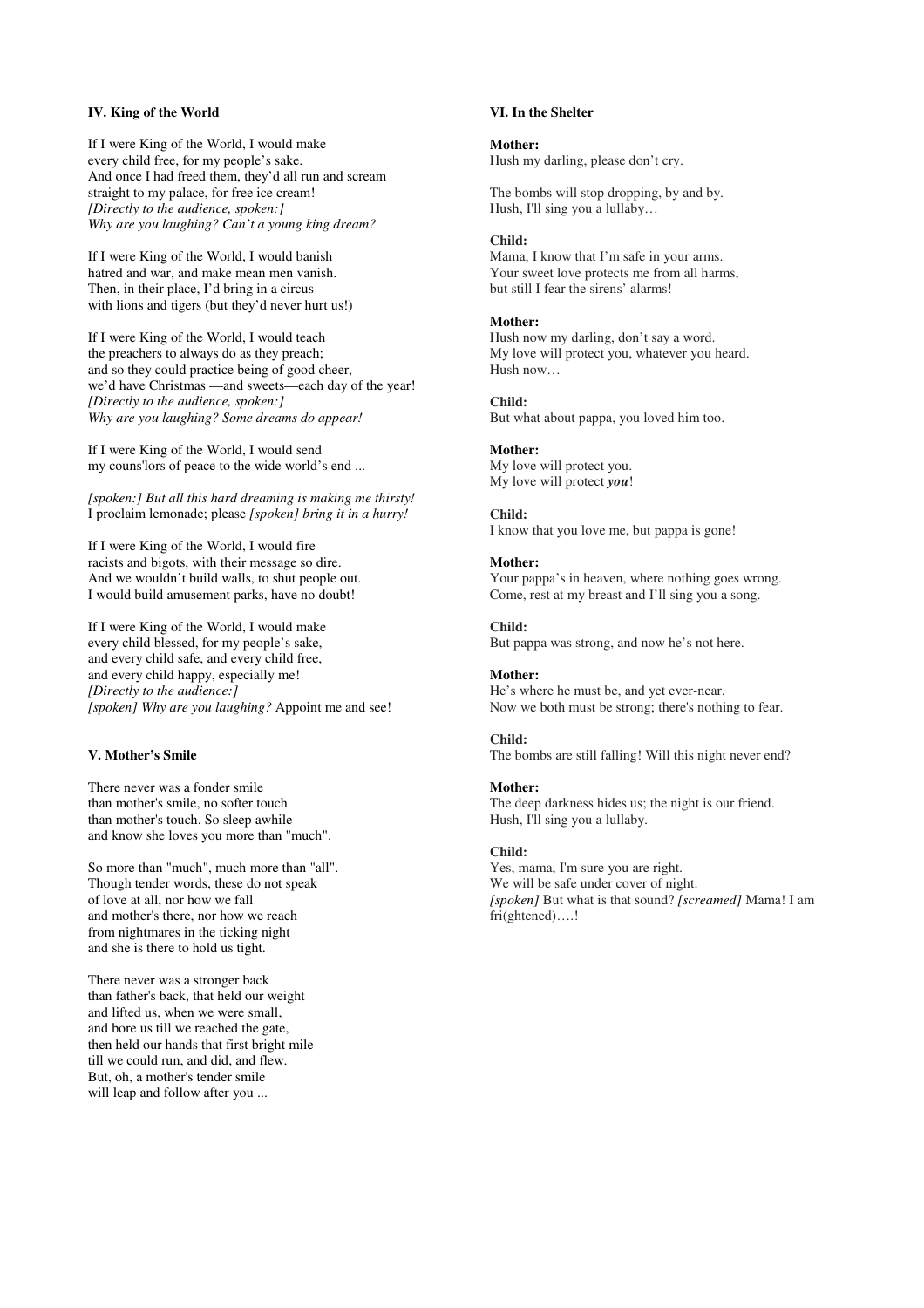### IV. King of the World

If I were King of the World, I would make
every child free, for my people's sake.
And once I had freed them, they'd all run and scream
straight to my palace, for free ice cream!
*[Directly to the audience, spoken:]*
*Why are you laughing? Can't a young king dream?*

If I were King of the World, I would banish
hatred and war, and make mean men vanish.
Then, in their place, I'd bring in a circus
with lions and tigers (but they'd never hurt us!)

If I were King of the World, I would teach
the preachers to always do as they preach;
and so they could practice being of good cheer,
we'd have Christmas —and sweets—each day of the year!
*[Directly to the audience, spoken:]*
*Why are you laughing? Some dreams do appear!*

If I were King of the World, I would send
my couns'lors of peace to the wide world's end ...

*[spoken:] But all this hard dreaming is making me thirsty!*
I proclaim lemonade; please *[spoken] bring it in a hurry!*

If I were King of the World, I would fire
racists and bigots, with their message so dire.
And we wouldn't build walls, to shut people out.
I would build amusement parks, have no doubt!

If I were King of the World, I would make
every child blessed, for my people's sake,
and every child safe, and every child free,
and every child happy, especially me!
*[Directly to the audience:]*
*[spoken] Why are you laughing?* Appoint me and see!

### V. Mother's Smile

There never was a fonder smile
than mother's smile, no softer touch
than mother's touch. So sleep awhile
and know she loves you more than "much".

So more than "much", much more than "all".
Though tender words, these do not speak
of love at all, nor how we fall
and mother's there, nor how we reach
from nightmares in the ticking night
and she is there to hold us tight.

There never was a stronger back
than father's back, that held our weight
and lifted us, when we were small,
and bore us till we reached the gate,
then held our hands that first bright mile
till we could run, and did, and flew.
But, oh, a mother's tender smile
will leap and follow after you ...

### VI. In the Shelter

**Mother:**
Hush my darling, please don't cry.

The bombs will stop dropping, by and by.
Hush, I'll sing you a lullaby…

**Child:**
Mama, I know that I'm safe in your arms.
Your sweet love protects me from all harms,
but still I fear the sirens' alarms!

**Mother:**
Hush now my darling, don't say a word.
My love will protect you, whatever you heard.
Hush now…

**Child:**
But what about pappa, you loved him too.

**Mother:**
My love will protect you.
My love will protect ***you***!

**Child:**
I know that you love me, but pappa is gone!

**Mother:**
Your pappa's in heaven, where nothing goes wrong.
Come, rest at my breast and I'll sing you a song.

**Child:**
But pappa was strong, and now he's not here.

**Mother:**
He's where he must be, and yet ever-near.
Now we both must be strong; there's nothing to fear.

**Child:**
The bombs are still falling! Will this night never end?

**Mother:**
The deep darkness hides us; the night is our friend.
Hush, I'll sing you a lullaby.

**Child:**
Yes, mama, I'm sure you are right.
We will be safe under cover of night.
*[spoken]* But what is that sound? *[screamed]* Mama! I am fri(ghtened)….!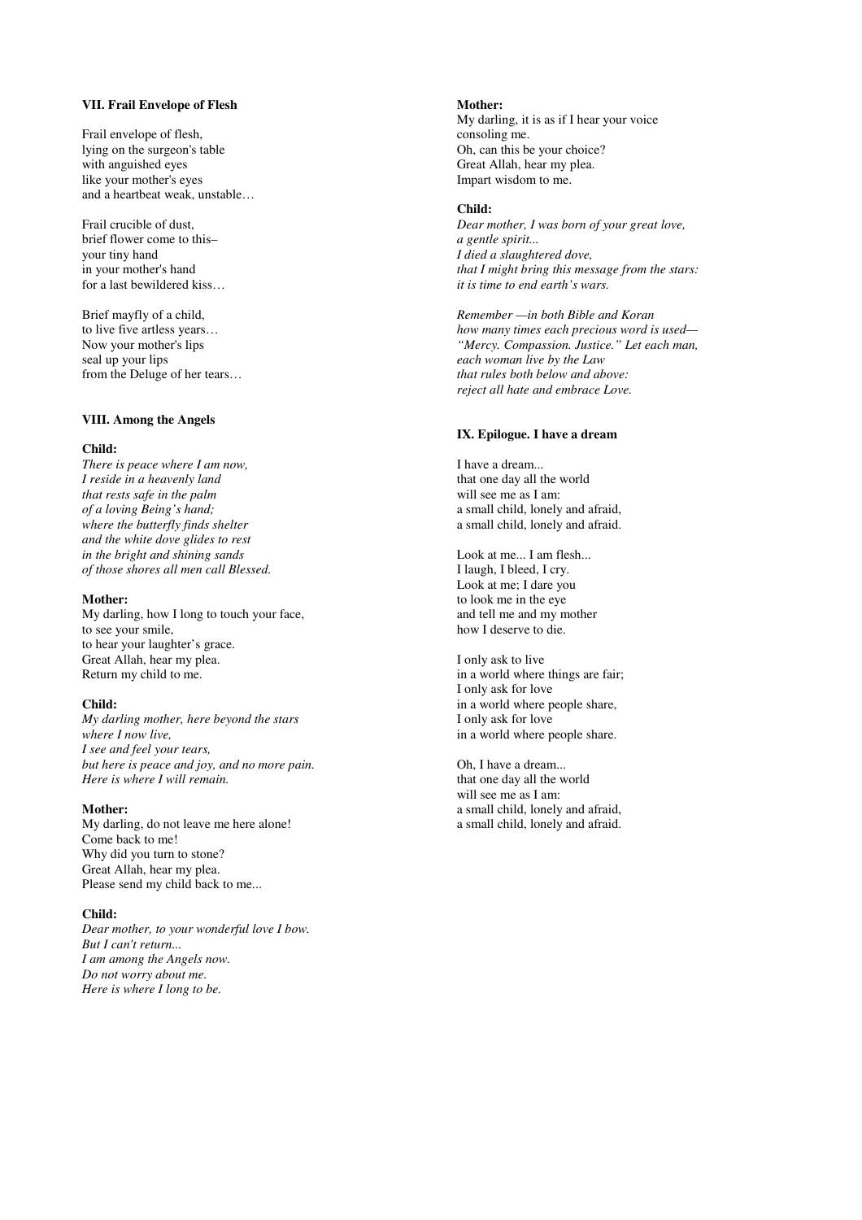### VII. Frail Envelope of Flesh

Frail envelope of flesh,
lying on the surgeon's table
with anguished eyes
like your mother's eyes
and a heartbeat weak, unstable…

Frail crucible of dust,
brief flower come to this–
your tiny hand
in your mother's hand
for a last bewildered kiss…

Brief mayfly of a child,
to live five artless years…
Now your mother's lips
seal up your lips
from the Deluge of her tears…

### VIII. Among the Angels

**Child:**
*There is peace where I am now,*
*I reside in a heavenly land*
*that rests safe in the palm*
*of a loving Being's hand;*
*where the butterfly finds shelter*
*and the white dove glides to rest*
*in the bright and shining sands*
*of those shores all men call Blessed.*

**Mother:**
My darling, how I long to touch your face,
to see your smile,
to hear your laughter's grace.
Great Allah, hear my plea.
Return my child to me.

**Child:**
*My darling mother, here beyond the stars*
*where I now live,*
*I see and feel your tears,*
*but here is peace and joy, and no more pain.*
*Here is where I will remain.*

**Mother:**
My darling, do not leave me here alone!
Come back to me!
Why did you turn to stone?
Great Allah, hear my plea.
Please send my child back to me...

**Child:**
*Dear mother, to your wonderful love I bow.*
*But I can't return...*
*I am among the Angels now.*
*Do not worry about me.*
*Here is where I long to be.*

**Mother:**
My darling, it is as if I hear your voice
consoling me.
Oh, can this be your choice?
Great Allah, hear my plea.
Impart wisdom to me.

**Child:**
*Dear mother, I was born of your great love,*
*a gentle spirit...*
*I died a slaughtered dove,*
*that I might bring this message from the stars:*
*it is time to end earth's wars.*

*Remember —in both Bible and Koran*
*how many times each precious word is used—*
*"Mercy. Compassion. Justice." Let each man,*
*each woman live by the Law*
*that rules both below and above:*
*reject all hate and embrace Love.*

### IX. Epilogue. I have a dream

I have a dream...
that one day all the world
will see me as I am:
a small child, lonely and afraid,
a small child, lonely and afraid.

Look at me... I am flesh...
I laugh, I bleed, I cry.
Look at me; I dare you
to look me in the eye
and tell me and my mother
how I deserve to die.

I only ask to live
in a world where things are fair;
I only ask for love
in a world where people share,
I only ask for love
in a world where people share.

Oh, I have a dream...
that one day all the world
will see me as I am:
a small child, lonely and afraid,
a small child, lonely and afraid.